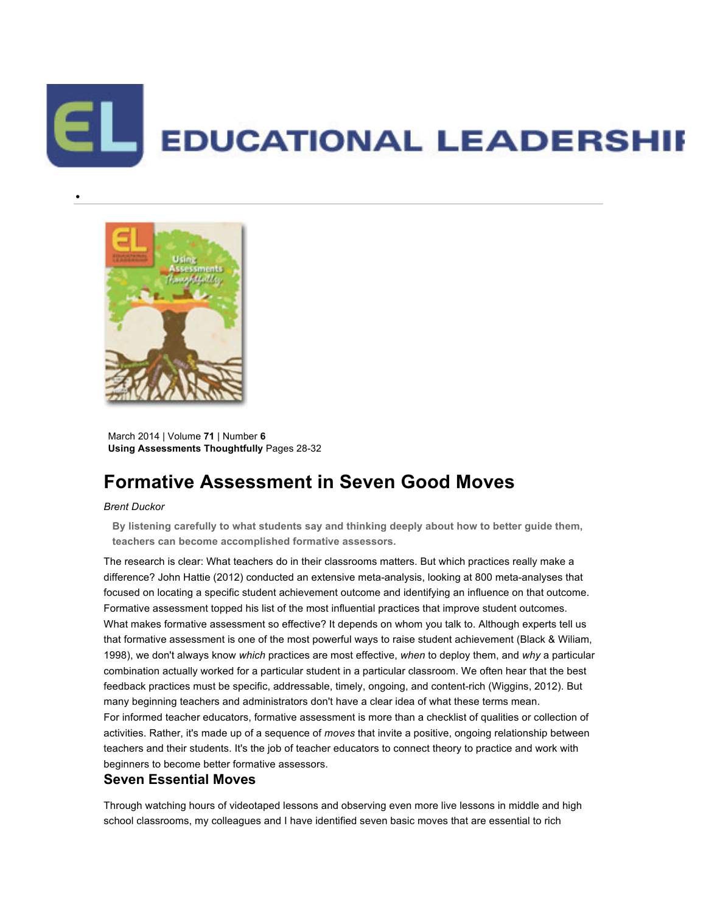March 2014 | Volume **71** | Number **6**
**Using Assessments Thoughtfully** Pages 28-32

# Formative Assessment in Seven Good Moves

*Brent Duckor*

**By listening carefully to what students say and thinking deeply about how to better guide them, teachers can become accomplished formative assessors.**

The research is clear: What teachers do in their classrooms matters. But which practices really make a difference? John Hattie (2012) conducted an extensive meta-analysis, looking at 800 meta-analyses that focused on locating a specific student achievement outcome and identifying an influence on that outcome. Formative assessment topped his list of the most influential practices that improve student outcomes.

What makes formative assessment so effective? It depends on whom you talk to. Although experts tell us that formative assessment is one of the most powerful ways to raise student achievement (Black & Wiliam, 1998), we don't always know *which* practices are most effective, *when* to deploy them, and *why* a particular combination actually worked for a particular student in a particular classroom. We often hear that the best feedback practices must be specific, addressable, timely, ongoing, and content-rich (Wiggins, 2012). But many beginning teachers and administrators don't have a clear idea of what these terms mean.

For informed teacher educators, formative assessment is more than a checklist of qualities or collection of activities. Rather, it's made up of a sequence of *moves* that invite a positive, ongoing relationship between teachers and their students. It's the job of teacher educators to connect theory to practice and work with beginners to become better formative assessors.

## Seven Essential Moves

Through watching hours of videotaped lessons and observing even more live lessons in middle and high school classrooms, my colleagues and I have identified seven basic moves that are essential to rich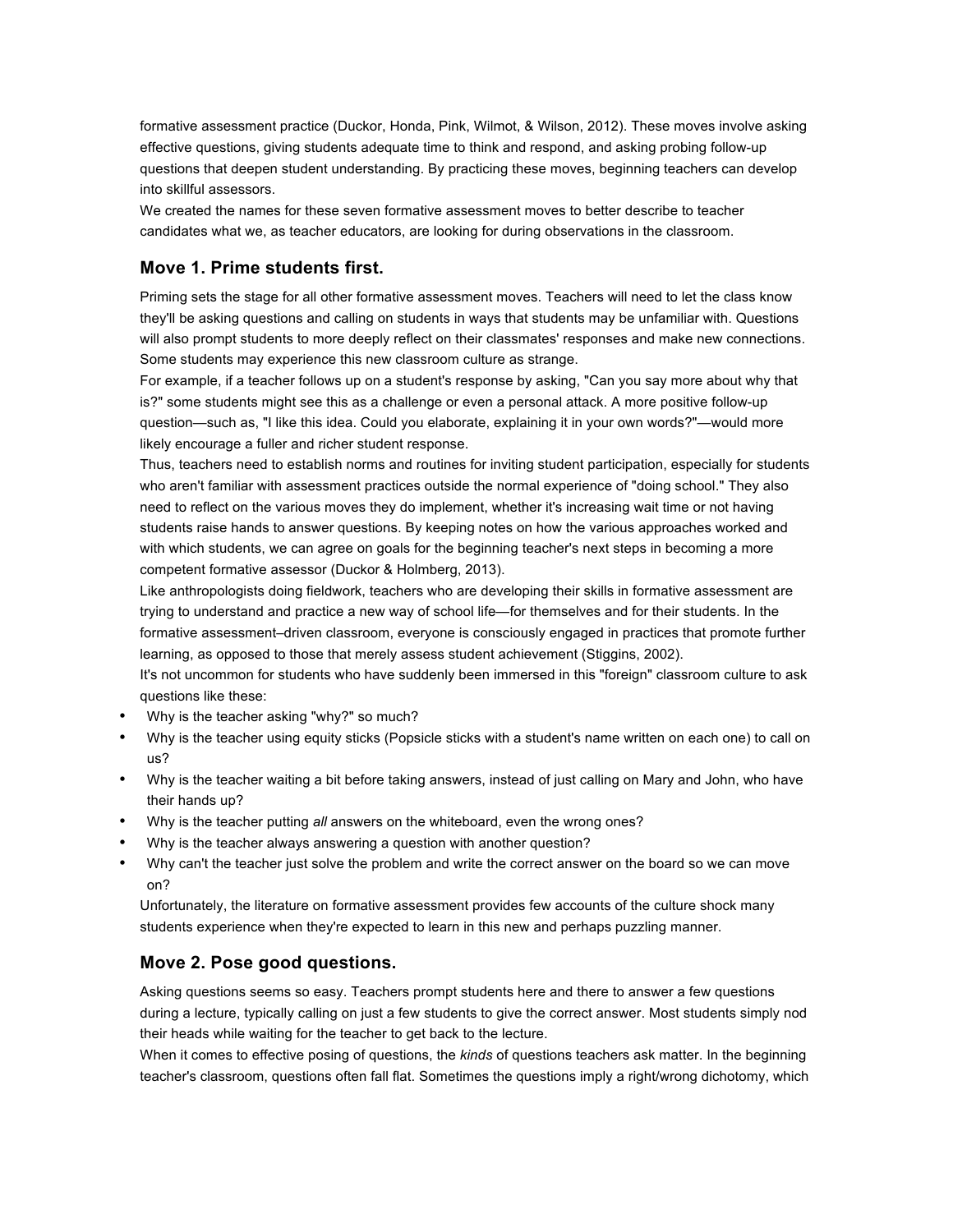formative assessment practice (Duckor, Honda, Pink, Wilmot, & Wilson, 2012). These moves involve asking effective questions, giving students adequate time to think and respond, and asking probing follow-up questions that deepen student understanding. By practicing these moves, beginning teachers can develop into skillful assessors.

We created the names for these seven formative assessment moves to better describe to teacher candidates what we, as teacher educators, are looking for during observations in the classroom.

## Move 1. Prime students first.

Priming sets the stage for all other formative assessment moves. Teachers will need to let the class know they'll be asking questions and calling on students in ways that students may be unfamiliar with. Questions will also prompt students to more deeply reflect on their classmates' responses and make new connections. Some students may experience this new classroom culture as strange.

For example, if a teacher follows up on a student's response by asking, "Can you say more about why that is?" some students might see this as a challenge or even a personal attack. A more positive follow-up question—such as, "I like this idea. Could you elaborate, explaining it in your own words?"—would more likely encourage a fuller and richer student response.

Thus, teachers need to establish norms and routines for inviting student participation, especially for students who aren't familiar with assessment practices outside the normal experience of "doing school." They also need to reflect on the various moves they do implement, whether it's increasing wait time or not having students raise hands to answer questions. By keeping notes on how the various approaches worked and with which students, we can agree on goals for the beginning teacher's next steps in becoming a more competent formative assessor (Duckor & Holmberg, 2013).

Like anthropologists doing fieldwork, teachers who are developing their skills in formative assessment are trying to understand and practice a new way of school life—for themselves and for their students. In the formative assessment–driven classroom, everyone is consciously engaged in practices that promote further learning, as opposed to those that merely assess student achievement (Stiggins, 2002).

It's not uncommon for students who have suddenly been immersed in this "foreign" classroom culture to ask questions like these:

- Why is the teacher asking "why?" so much?
- Why is the teacher using equity sticks (Popsicle sticks with a student's name written on each one) to call on us?
- Why is the teacher waiting a bit before taking answers, instead of just calling on Mary and John, who have their hands up?
- Why is the teacher putting *all* answers on the whiteboard, even the wrong ones?
- Why is the teacher always answering a question with another question?
- Why can't the teacher just solve the problem and write the correct answer on the board so we can move on?

Unfortunately, the literature on formative assessment provides few accounts of the culture shock many students experience when they're expected to learn in this new and perhaps puzzling manner.

## Move 2. Pose good questions.

Asking questions seems so easy. Teachers prompt students here and there to answer a few questions during a lecture, typically calling on just a few students to give the correct answer. Most students simply nod their heads while waiting for the teacher to get back to the lecture.

When it comes to effective posing of questions, the *kinds* of questions teachers ask matter. In the beginning teacher's classroom, questions often fall flat. Sometimes the questions imply a right/wrong dichotomy, which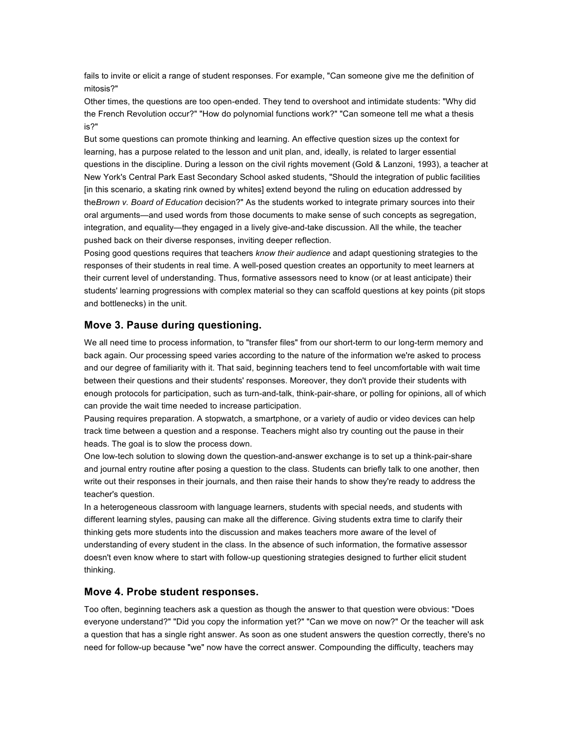fails to invite or elicit a range of student responses. For example, "Can someone give me the definition of mitosis?"

Other times, the questions are too open-ended. They tend to overshoot and intimidate students: "Why did the French Revolution occur?" "How do polynomial functions work?" "Can someone tell me what a thesis is?"

But some questions can promote thinking and learning. An effective question sizes up the context for learning, has a purpose related to the lesson and unit plan, and, ideally, is related to larger essential questions in the discipline. During a lesson on the civil rights movement (Gold & Lanzoni, 1993), a teacher at New York's Central Park East Secondary School asked students, "Should the integration of public facilities [in this scenario, a skating rink owned by whites] extend beyond the ruling on education addressed by the*Brown v. Board of Education* decision?" As the students worked to integrate primary sources into their oral arguments—and used words from those documents to make sense of such concepts as segregation, integration, and equality—they engaged in a lively give-and-take discussion. All the while, the teacher pushed back on their diverse responses, inviting deeper reflection.

Posing good questions requires that teachers *know their audience* and adapt questioning strategies to the responses of their students in real time. A well-posed question creates an opportunity to meet learners at their current level of understanding. Thus, formative assessors need to know (or at least anticipate) their students' learning progressions with complex material so they can scaffold questions at key points (pit stops and bottlenecks) in the unit.

## Move 3. Pause during questioning.

We all need time to process information, to "transfer files" from our short-term to our long-term memory and back again. Our processing speed varies according to the nature of the information we're asked to process and our degree of familiarity with it. That said, beginning teachers tend to feel uncomfortable with wait time between their questions and their students' responses. Moreover, they don't provide their students with enough protocols for participation, such as turn-and-talk, think-pair-share, or polling for opinions, all of which can provide the wait time needed to increase participation.

Pausing requires preparation. A stopwatch, a smartphone, or a variety of audio or video devices can help track time between a question and a response. Teachers might also try counting out the pause in their heads. The goal is to slow the process down.

One low-tech solution to slowing down the question-and-answer exchange is to set up a think-pair-share and journal entry routine after posing a question to the class. Students can briefly talk to one another, then write out their responses in their journals, and then raise their hands to show they're ready to address the teacher's question.

In a heterogeneous classroom with language learners, students with special needs, and students with different learning styles, pausing can make all the difference. Giving students extra time to clarify their thinking gets more students into the discussion and makes teachers more aware of the level of understanding of every student in the class. In the absence of such information, the formative assessor doesn't even know where to start with follow-up questioning strategies designed to further elicit student thinking.

## Move 4. Probe student responses.

Too often, beginning teachers ask a question as though the answer to that question were obvious: "Does everyone understand?" "Did you copy the information yet?" "Can we move on now?" Or the teacher will ask a question that has a single right answer. As soon as one student answers the question correctly, there's no need for follow-up because "we" now have the correct answer. Compounding the difficulty, teachers may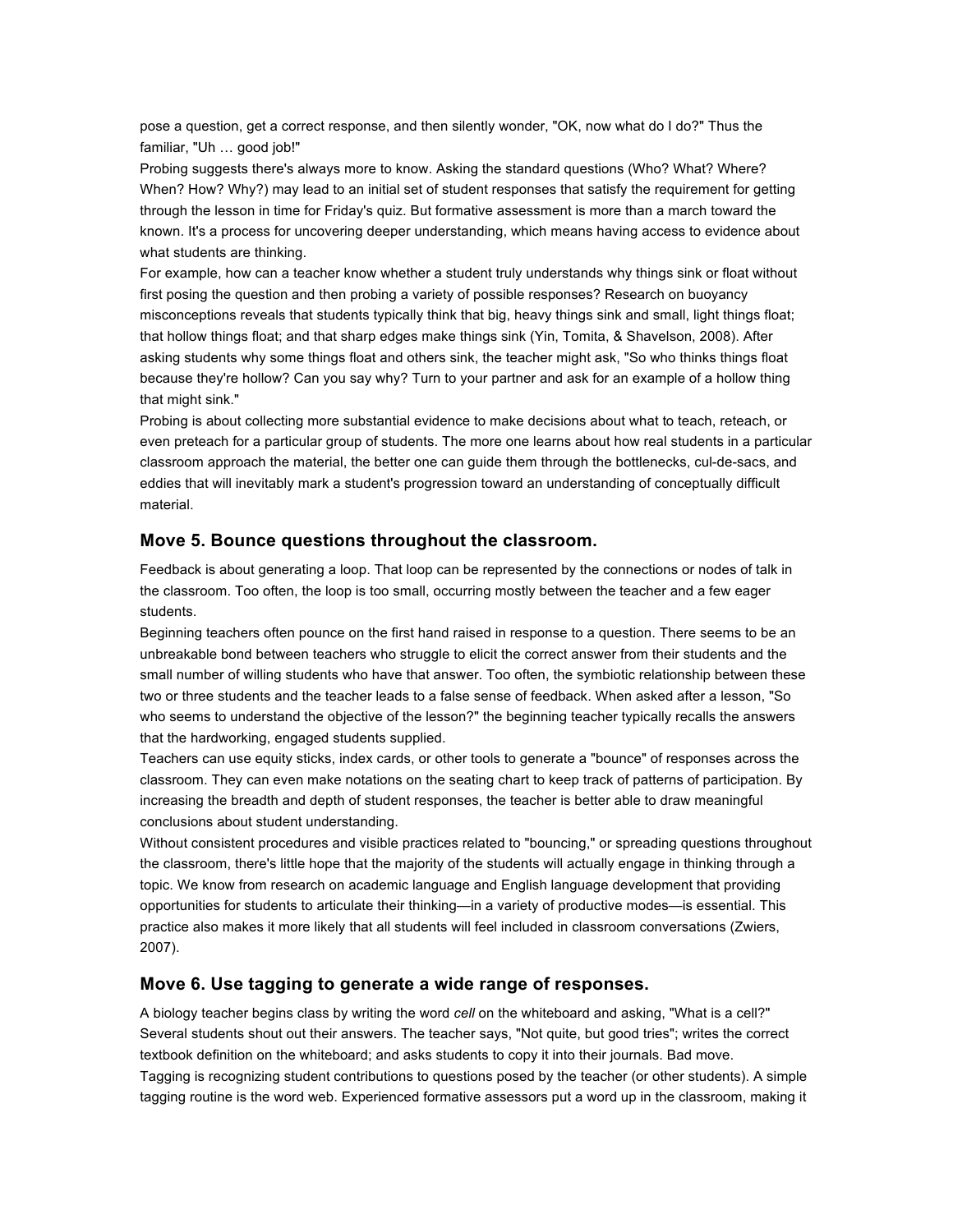pose a question, get a correct response, and then silently wonder, "OK, now what do I do?" Thus the familiar, "Uh … good job!"

Probing suggests there's always more to know. Asking the standard questions (Who? What? Where? When? How? Why?) may lead to an initial set of student responses that satisfy the requirement for getting through the lesson in time for Friday's quiz. But formative assessment is more than a march toward the known. It's a process for uncovering deeper understanding, which means having access to evidence about what students are thinking.

For example, how can a teacher know whether a student truly understands why things sink or float without first posing the question and then probing a variety of possible responses? Research on buoyancy misconceptions reveals that students typically think that big, heavy things sink and small, light things float; that hollow things float; and that sharp edges make things sink (Yin, Tomita, & Shavelson, 2008). After asking students why some things float and others sink, the teacher might ask, "So who thinks things float because they're hollow? Can you say why? Turn to your partner and ask for an example of a hollow thing that might sink."

Probing is about collecting more substantial evidence to make decisions about what to teach, reteach, or even preteach for a particular group of students. The more one learns about how real students in a particular classroom approach the material, the better one can guide them through the bottlenecks, cul-de-sacs, and eddies that will inevitably mark a student's progression toward an understanding of conceptually difficult material.

## Move 5. Bounce questions throughout the classroom.

Feedback is about generating a loop. That loop can be represented by the connections or nodes of talk in the classroom. Too often, the loop is too small, occurring mostly between the teacher and a few eager students.

Beginning teachers often pounce on the first hand raised in response to a question. There seems to be an unbreakable bond between teachers who struggle to elicit the correct answer from their students and the small number of willing students who have that answer. Too often, the symbiotic relationship between these two or three students and the teacher leads to a false sense of feedback. When asked after a lesson, "So who seems to understand the objective of the lesson?" the beginning teacher typically recalls the answers that the hardworking, engaged students supplied.

Teachers can use equity sticks, index cards, or other tools to generate a "bounce" of responses across the classroom. They can even make notations on the seating chart to keep track of patterns of participation. By increasing the breadth and depth of student responses, the teacher is better able to draw meaningful conclusions about student understanding.

Without consistent procedures and visible practices related to "bouncing," or spreading questions throughout the classroom, there's little hope that the majority of the students will actually engage in thinking through a topic. We know from research on academic language and English language development that providing opportunities for students to articulate their thinking—in a variety of productive modes—is essential. This practice also makes it more likely that all students will feel included in classroom conversations (Zwiers, 2007).

## Move 6. Use tagging to generate a wide range of responses.

A biology teacher begins class by writing the word *cell* on the whiteboard and asking, "What is a cell?" Several students shout out their answers. The teacher says, "Not quite, but good tries"; writes the correct textbook definition on the whiteboard; and asks students to copy it into their journals. Bad move.

Tagging is recognizing student contributions to questions posed by the teacher (or other students). A simple tagging routine is the word web. Experienced formative assessors put a word up in the classroom, making it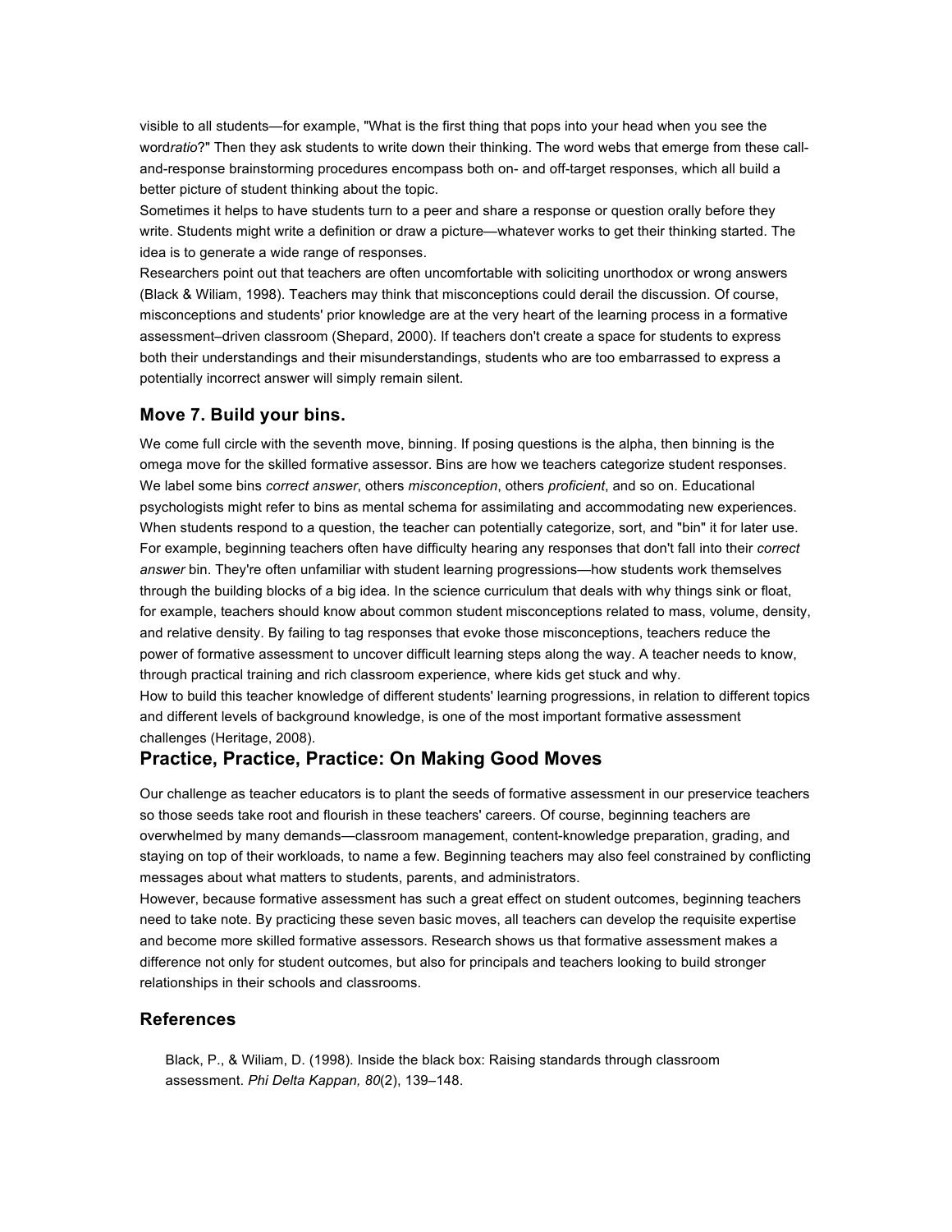visible to all students—for example, "What is the first thing that pops into your head when you see the word*ratio*?" Then they ask students to write down their thinking. The word webs that emerge from these call-and-response brainstorming procedures encompass both on- and off-target responses, which all build a better picture of student thinking about the topic.

Sometimes it helps to have students turn to a peer and share a response or question orally before they write. Students might write a definition or draw a picture—whatever works to get their thinking started. The idea is to generate a wide range of responses.

Researchers point out that teachers are often uncomfortable with soliciting unorthodox or wrong answers (Black & Wiliam, 1998). Teachers may think that misconceptions could derail the discussion. Of course, misconceptions and students' prior knowledge are at the very heart of the learning process in a formative assessment–driven classroom (Shepard, 2000). If teachers don't create a space for students to express both their understandings and their misunderstandings, students who are too embarrassed to express a potentially incorrect answer will simply remain silent.

### Move 7. Build your bins.

We come full circle with the seventh move, binning. If posing questions is the alpha, then binning is the omega move for the skilled formative assessor. Bins are how we teachers categorize student responses. We label some bins *correct answer*, others *misconception*, others *proficient*, and so on. Educational psychologists might refer to bins as mental schema for assimilating and accommodating new experiences. When students respond to a question, the teacher can potentially categorize, sort, and "bin" it for later use. For example, beginning teachers often have difficulty hearing any responses that don't fall into their *correct answer* bin. They're often unfamiliar with student learning progressions—how students work themselves through the building blocks of a big idea. In the science curriculum that deals with why things sink or float, for example, teachers should know about common student misconceptions related to mass, volume, density, and relative density. By failing to tag responses that evoke those misconceptions, teachers reduce the power of formative assessment to uncover difficult learning steps along the way. A teacher needs to know, through practical training and rich classroom experience, where kids get stuck and why.

How to build this teacher knowledge of different students' learning progressions, in relation to different topics and different levels of background knowledge, is one of the most important formative assessment challenges (Heritage, 2008).

## Practice, Practice, Practice: On Making Good Moves

Our challenge as teacher educators is to plant the seeds of formative assessment in our preservice teachers so those seeds take root and flourish in these teachers' careers. Of course, beginning teachers are overwhelmed by many demands—classroom management, content-knowledge preparation, grading, and staying on top of their workloads, to name a few. Beginning teachers may also feel constrained by conflicting messages about what matters to students, parents, and administrators.

However, because formative assessment has such a great effect on student outcomes, beginning teachers need to take note. By practicing these seven basic moves, all teachers can develop the requisite expertise and become more skilled formative assessors. Research shows us that formative assessment makes a difference not only for student outcomes, but also for principals and teachers looking to build stronger relationships in their schools and classrooms.

## References

Black, P., & Wiliam, D. (1998). Inside the black box: Raising standards through classroom assessment. *Phi Delta Kappan, 80*(2), 139–148.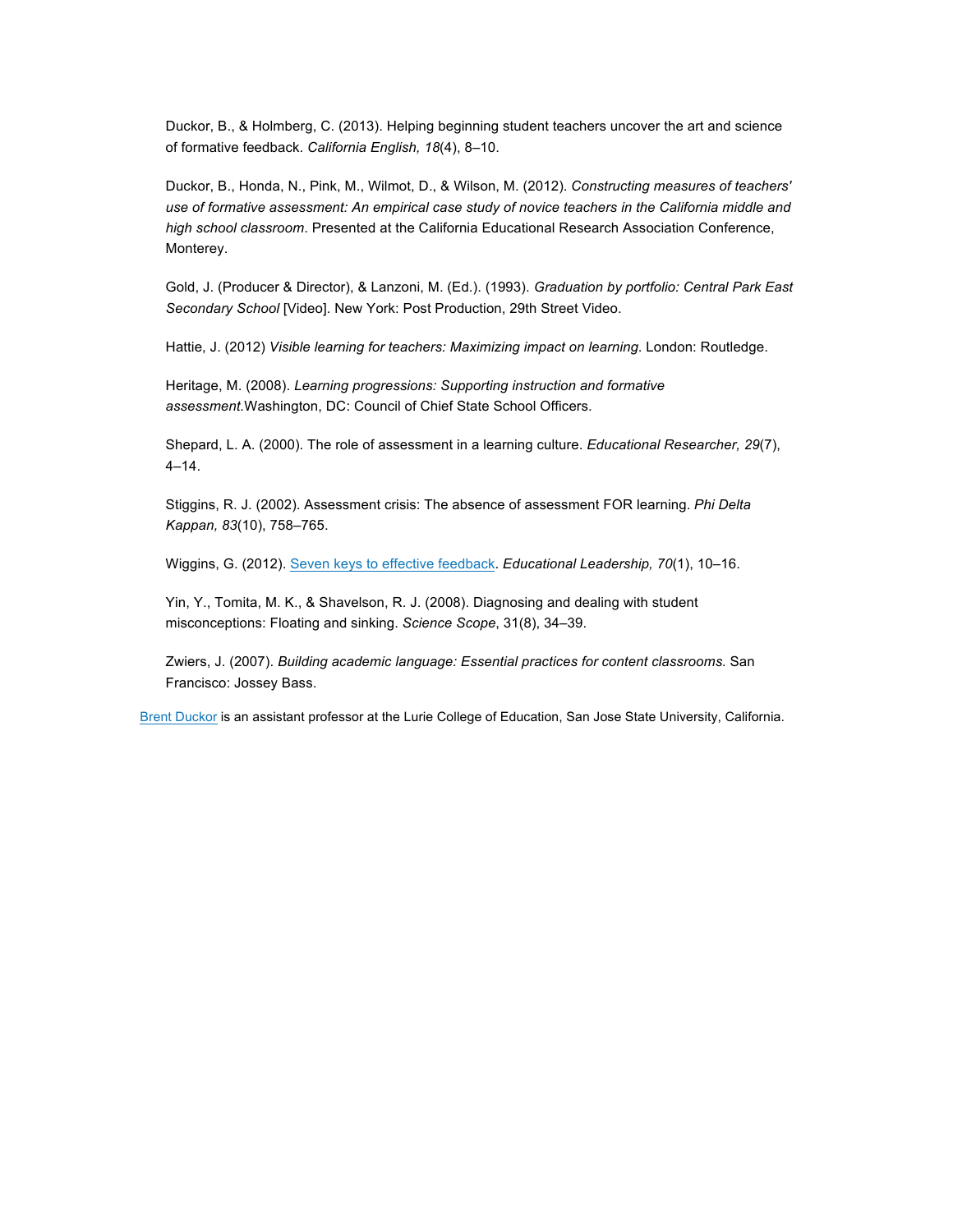Duckor, B., & Holmberg, C. (2013). Helping beginning student teachers uncover the art and science of formative feedback. *California English, 18*(4), 8–10.

Duckor, B., Honda, N., Pink, M., Wilmot, D., & Wilson, M. (2012). *Constructing measures of teachers' use of formative assessment: An empirical case study of novice teachers in the California middle and high school classroom*. Presented at the California Educational Research Association Conference, Monterey.

Gold, J. (Producer & Director), & Lanzoni, M. (Ed.). (1993). *Graduation by portfolio: Central Park East Secondary School* [Video]. New York: Post Production, 29th Street Video.

Hattie, J. (2012) *Visible learning for teachers: Maximizing impact on learning*. London: Routledge.

Heritage, M. (2008). *Learning progressions: Supporting instruction and formative assessment.*Washington, DC: Council of Chief State School Officers.

Shepard, L. A. (2000). The role of assessment in a learning culture. *Educational Researcher, 29*(7), 4–14.

Stiggins, R. J. (2002). Assessment crisis: The absence of assessment FOR learning. *Phi Delta Kappan, 83*(10), 758–765.

Wiggins, G. (2012). Seven keys to effective feedback. *Educational Leadership, 70*(1), 10–16.

Yin, Y., Tomita, M. K., & Shavelson, R. J. (2008). Diagnosing and dealing with student misconceptions: Floating and sinking. *Science Scope*, 31(8), 34–39.

Zwiers, J. (2007). *Building academic language: Essential practices for content classrooms.* San Francisco: Jossey Bass.

Brent Duckor is an assistant professor at the Lurie College of Education, San Jose State University, California.